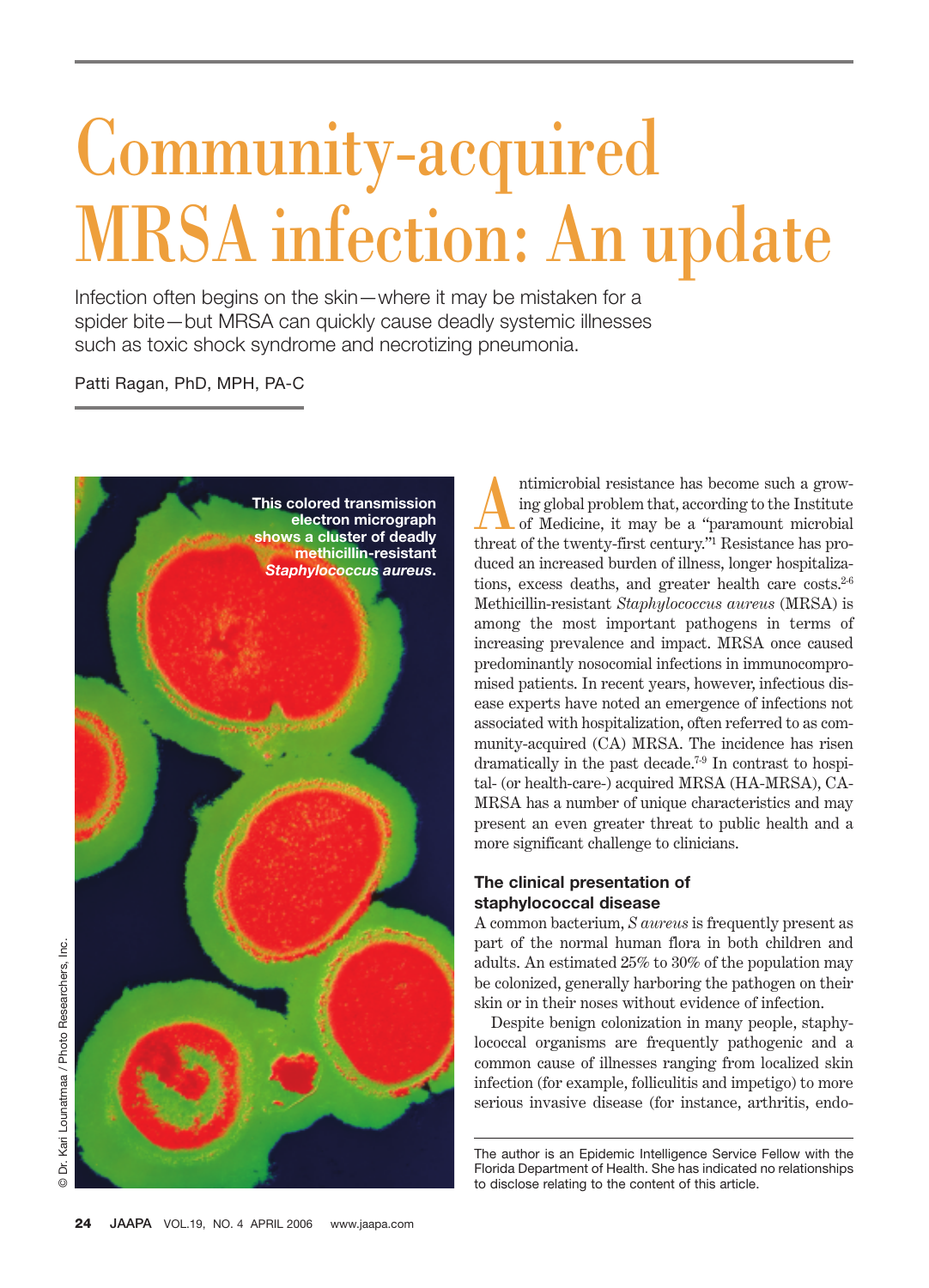# Community-acquired MRSA infection: An update

Infection often begins on the skin—where it may be mistaken for a spider bite—but MRSA can quickly cause deadly systemic illnesses such as toxic shock syndrome and necrotizing pneumonia.

Patti Ragan, PhD, MPH, PA-C

This colored transmission electron micrograph shows a cluster of deadly methicillin-resistant *Staphylococcus aureus*.

© Dr. Kari Lounatmaa / Photo Researchers, Inc.

Antimicrobial resistance has become such a growing global problem that, according to the Institute of Medicine, it may be a "paramount microbial threat of the twenty-first century."[1] Resistance has produced an increased burden of illness, longer hospitalizations, excess deaths, and greater health care costs.[2-6] Methicillin-resistant *Staphylococcus aureus* (MRSA) is among the most important pathogens in terms of increasing prevalence and impact. MRSA once caused predominantly nosocomial infections in immunocompromised patients. In recent years, however, infectious disease experts have noted an emergence of infections not associated with hospitalization, often referred to as community-acquired (CA) MRSA. The incidence has risen dramatically in the past decade.[7-9] In contrast to hospital- (or health-care-) acquired MRSA (HA-MRSA), CA-MRSA has a number of unique characteristics and may present an even greater threat to public health and a more significant challenge to clinicians.

## The clinical presentation of staphylococcal disease

A common bacterium, *S aureus* is frequently present as part of the normal human flora in both children and adults. An estimated 25% to 30% of the population may be colonized, generally harboring the pathogen on their skin or in their noses without evidence of infection.

Despite benign colonization in many people, staphylococcal organisms are frequently pathogenic and a common cause of illnesses ranging from localized skin infection (for example, folliculitis and impetigo) to more serious invasive disease (for instance, arthritis, endo-

The author is an Epidemic Intelligence Service Fellow with the Florida Department of Health. She has indicated no relationships to disclose relating to the content of this article.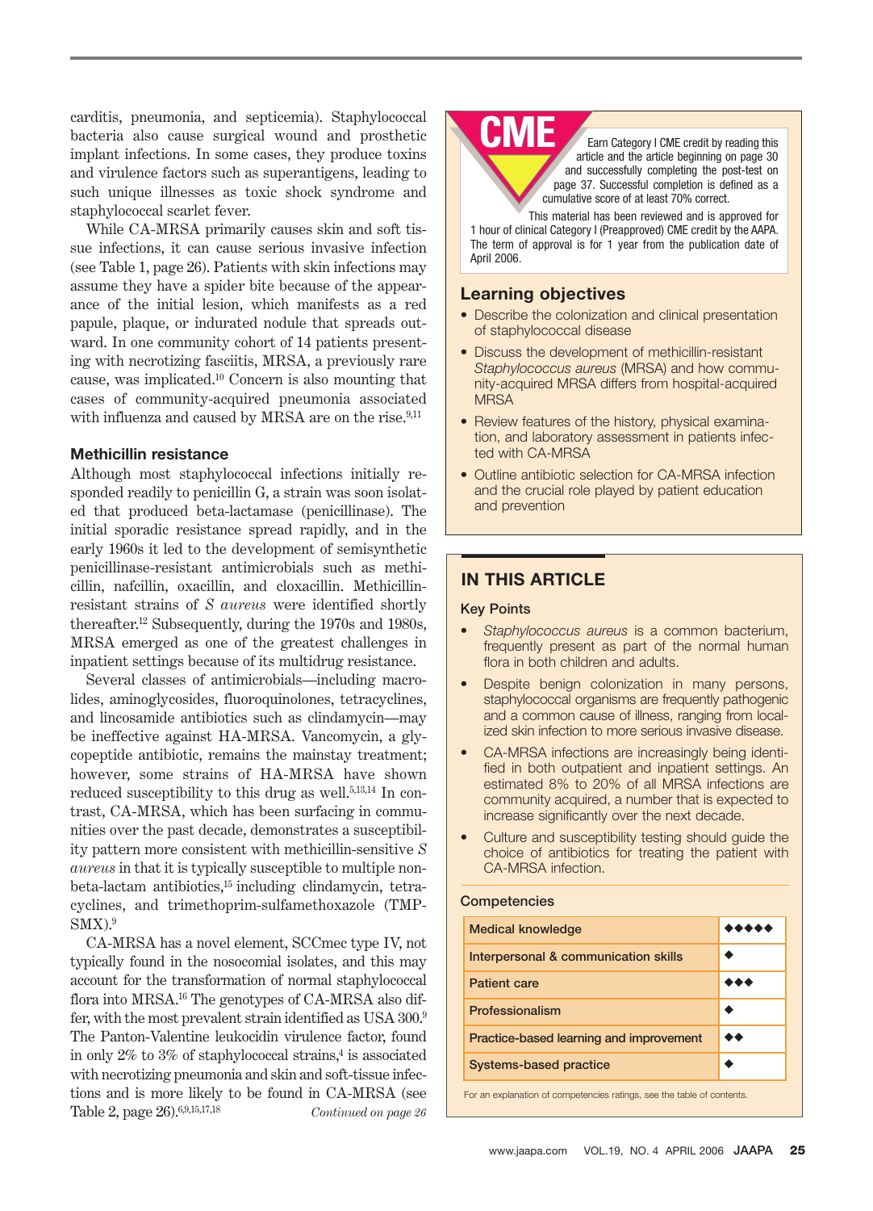carditis, pneumonia, and septicemia). Staphylococcal bacteria also cause surgical wound and prosthetic implant infections. In some cases, they produce toxins and virulence factors such as superantigens, leading to such unique illnesses as toxic shock syndrome and staphylococcal scarlet fever.

While CA-MRSA primarily causes skin and soft tissue infections, it can cause serious invasive infection (see Table 1, page 26). Patients with skin infections may assume they have a spider bite because of the appearance of the initial lesion, which manifests as a red papule, plaque, or indurated nodule that spreads outward. In one community cohort of 14 patients presenting with necrotizing fasciitis, MRSA, a previously rare cause, was implicated.[10] Concern is also mounting that cases of community-acquired pneumonia associated with influenza and caused by MRSA are on the rise.[9,11]

### Methicillin resistance

Although most staphylococcal infections initially responded readily to penicillin G, a strain was soon isolated that produced beta-lactamase (penicillinase). The initial sporadic resistance spread rapidly, and in the early 1960s it led to the development of semisynthetic penicillinase-resistant antimicrobials such as methicillin, nafcillin, oxacillin, and cloxacillin. Methicillin-resistant strains of *S aureus* were identified shortly thereafter.[12] Subsequently, during the 1970s and 1980s, MRSA emerged as one of the greatest challenges in inpatient settings because of its multidrug resistance.

Several classes of antimicrobials—including macrolides, aminoglycosides, fluoroquinolones, tetracyclines, and lincosamide antibiotics such as clindamycin—may be ineffective against HA-MRSA. Vancomycin, a glycopeptide antibiotic, remains the mainstay treatment; however, some strains of HA-MRSA have shown reduced susceptibility to this drug as well.[5,13,14] In contrast, CA-MRSA, which has been surfacing in communities over the past decade, demonstrates a susceptibility pattern more consistent with methicillin-sensitive *S aureus* in that it is typically susceptible to multiple non-beta-lactam antibiotics,[15] including clindamycin, tetracyclines, and trimethoprim-sulfamethoxazole (TMP-SMX).[9]

CA-MRSA has a novel element, SCCmec type IV, not typically found in the nosocomial isolates, and this may account for the transformation of normal staphylococcal flora into MRSA.[16] The genotypes of CA-MRSA also differ, with the most prevalent strain identified as USA 300.[9] The Panton-Valentine leukocidin virulence factor, found in only 2% to 3% of staphylococcal strains,[4] is associated with necrotizing pneumonia and skin and soft-tissue infections and is more likely to be found in CA-MRSA (see Table 2, page 26).[6,9,15,17,18]

*Continued on page 26*

---

**CME**

Earn Category I CME credit by reading this article and the article beginning on page 30 and successfully completing the post-test on page 37. Successful completion is defined as a cumulative score of at least 70% correct.

This material has been reviewed and is approved for 1 hour of clinical Category I (Preapproved) CME credit by the AAPA. The term of approval is for 1 year from the publication date of April 2006.

### Learning objectives

- Describe the colonization and clinical presentation of staphylococcal disease
- Discuss the development of methicillin-resistant *Staphylococcus aureus* (MRSA) and how community-acquired MRSA differs from hospital-acquired MRSA
- Review features of the history, physical examination, and laboratory assessment in patients infected with CA-MRSA
- Outline antibiotic selection for CA-MRSA infection and the crucial role played by patient education and prevention

---

## IN THIS ARTICLE

### Key Points

- *Staphylococcus aureus* is a common bacterium, frequently present as part of the normal human flora in both children and adults.
- Despite benign colonization in many persons, staphylococcal organisms are frequently pathogenic and a common cause of illness, ranging from localized skin infection to more serious invasive disease.
- CA-MRSA infections are increasingly being identified in both outpatient and inpatient settings. An estimated 8% to 20% of all MRSA infections are community acquired, a number that is expected to increase significantly over the next decade.
- Culture and susceptibility testing should guide the choice of antibiotics for treating the patient with CA-MRSA infection.

### Competencies

| Competency | Rating |
|---|---|
| Medical knowledge | ◆◆◆◆◆ |
| Interpersonal & communication skills | ◆ |
| Patient care | ◆◆◆ |
| Professionalism | ◆ |
| Practice-based learning and improvement | ◆◆ |
| Systems-based practice | ◆ |

For an explanation of competencies ratings, see the table of contents.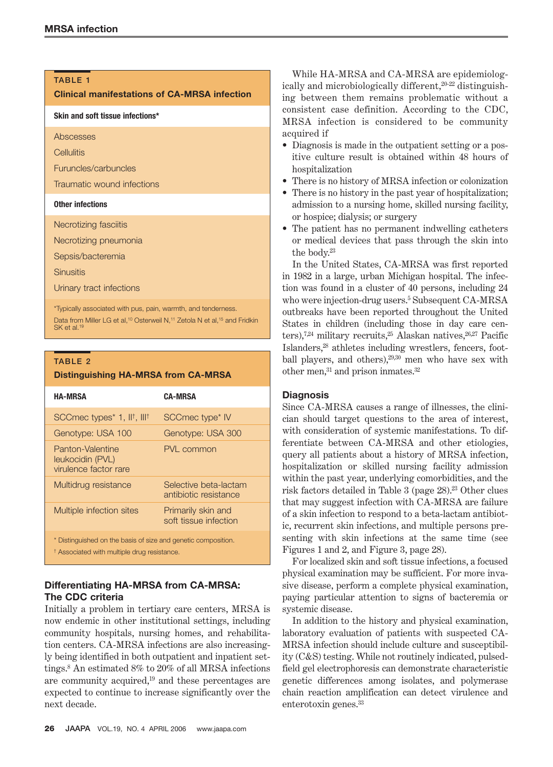**TABLE 1**
**Clinical manifestations of CA-MRSA infection**

| Skin and soft tissue infections* |
|---|
| Abscesses |
| Cellulitis |
| Furuncles/carbuncles |
| Traumatic wound infections |
| **Other infections** |
| Necrotizing fasciitis |
| Necrotizing pneumonia |
| Sepsis/bacteremia |
| Sinusitis |
| Urinary tract infections |

*Typically associated with pus, pain, warmth, and tenderness.
Data from Miller LG et al,[10] Osterweil N,[11] Zetola N et al,[15] and Fridkin SK et al.[19]

**TABLE 2**
**Distinguishing HA-MRSA from CA-MRSA**

| HA-MRSA | CA-MRSA |
|---|---|
| SCCmec types* 1, II†, III† | SCCmec type* IV |
| Genotype: USA 100 | Genotype: USA 300 |
| Panton-Valentine leukocidin (PVL) virulence factor rare | PVL common |
| Multidrug resistance | Selective beta-lactam antibiotic resistance |
| Multiple infection sites | Primarily skin and soft tissue infection |

* Distinguished on the basis of size and genetic composition.
† Associated with multiple drug resistance.

## Differentiating HA-MRSA from CA-MRSA: The CDC criteria

Initially a problem in tertiary care centers, MRSA is now endemic in other institutional settings, including community hospitals, nursing homes, and rehabilitation centers. CA-MRSA infections are also increasingly being identified in both outpatient and inpatient settings.[8] An estimated 8% to 20% of all MRSA infections are community acquired,[19] and these percentages are expected to continue to increase significantly over the next decade.

While HA-MRSA and CA-MRSA are epidemiologically and microbiologically different,[20-22] distinguishing between them remains problematic without a consistent case definition. According to the CDC, MRSA infection is considered to be community acquired if

- Diagnosis is made in the outpatient setting or a positive culture result is obtained within 48 hours of hospitalization
- There is no history of MRSA infection or colonization
- There is no history in the past year of hospitalization; admission to a nursing home, skilled nursing facility, or hospice; dialysis; or surgery
- The patient has no permanent indwelling catheters or medical devices that pass through the skin into the body.[23]

In the United States, CA-MRSA was first reported in 1982 in a large, urban Michigan hospital. The infection was found in a cluster of 40 persons, including 24 who were injection-drug users.[5] Subsequent CA-MRSA outbreaks have been reported throughout the United States in children (including those in day care centers),[7,24] military recruits,[25] Alaskan natives,[26,27] Pacific Islanders,[28] athletes including wrestlers, fencers, football players, and others),[29,30] men who have sex with other men,[31] and prison inmates.[32]

## Diagnosis

Since CA-MRSA causes a range of illnesses, the clinician should target questions to the area of interest, with consideration of systemic manifestations. To differentiate between CA-MRSA and other etiologies, query all patients about a history of MRSA infection, hospitalization or skilled nursing facility admission within the past year, underlying comorbidities, and the risk factors detailed in Table 3 (page 28).[23] Other clues that may suggest infection with CA-MRSA are failure of a skin infection to respond to a beta-lactam antibiotic, recurrent skin infections, and multiple persons presenting with skin infections at the same time (see Figures 1 and 2, and Figure 3, page 28).

For localized skin and soft tissue infections, a focused physical examination may be sufficient. For more invasive disease, perform a complete physical examination, paying particular attention to signs of bacteremia or systemic disease.

In addition to the history and physical examination, laboratory evaluation of patients with suspected CA-MRSA infection should include culture and susceptibility (C&S) testing. While not routinely indicated, pulsed-field gel electrophoresis can demonstrate characteristic genetic differences among isolates, and polymerase chain reaction amplification can detect virulence and enterotoxin genes.[33]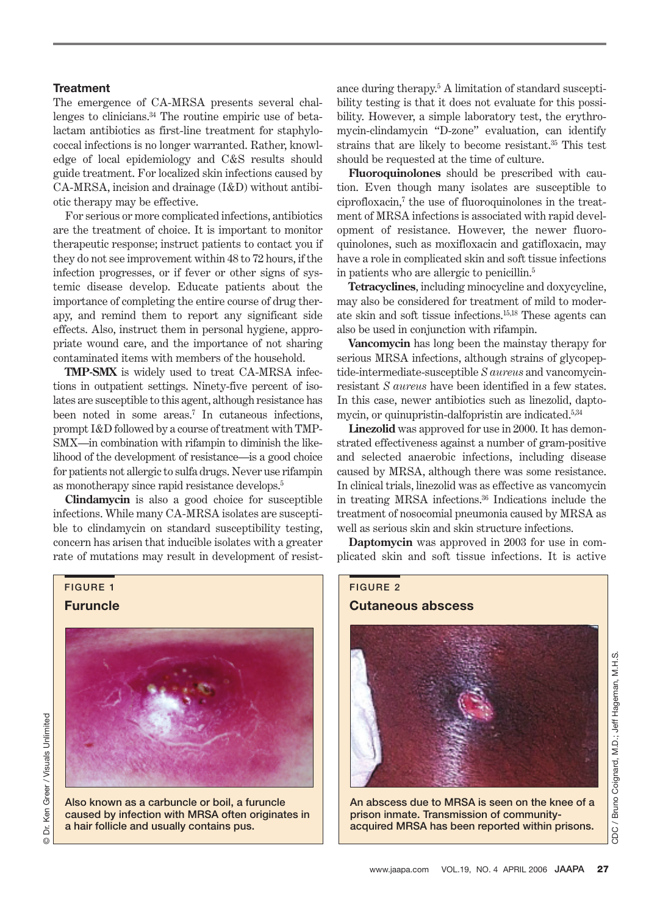### Treatment

The emergence of CA-MRSA presents several challenges to clinicians.[34] The routine empiric use of beta-lactam antibiotics as first-line treatment for staphylococcal infections is no longer warranted. Rather, knowledge of local epidemiology and C&S results should guide treatment. For localized skin infections caused by CA-MRSA, incision and drainage (I&D) without antibiotic therapy may be effective.

For serious or more complicated infections, antibiotics are the treatment of choice. It is important to monitor therapeutic response; instruct patients to contact you if they do not see improvement within 48 to 72 hours, if the infection progresses, or if fever or other signs of systemic disease develop. Educate patients about the importance of completing the entire course of drug therapy, and remind them to report any significant side effects. Also, instruct them in personal hygiene, appropriate wound care, and the importance of not sharing contaminated items with members of the household.

**TMP-SMX** is widely used to treat CA-MRSA infections in outpatient settings. Ninety-five percent of isolates are susceptible to this agent, although resistance has been noted in some areas.[7] In cutaneous infections, prompt I&D followed by a course of treatment with TMP-SMX—in combination with rifampin to diminish the likelihood of the development of resistance—is a good choice for patients not allergic to sulfa drugs. Never use rifampin as monotherapy since rapid resistance develops.[5]

**Clindamycin** is also a good choice for susceptible infections. While many CA-MRSA isolates are susceptible to clindamycin on standard susceptibility testing, concern has arisen that inducible isolates with a greater rate of mutations may result in development of resistance during therapy.[5] A limitation of standard susceptibility testing is that it does not evaluate for this possibility. However, a simple laboratory test, the erythromycin-clindamycin "D-zone" evaluation, can identify strains that are likely to become resistant.[35] This test should be requested at the time of culture.

**Fluoroquinolones** should be prescribed with caution. Even though many isolates are susceptible to ciprofloxacin,[7] the use of fluoroquinolones in the treatment of MRSA infections is associated with rapid development of resistance. However, the newer fluoroquinolones, such as moxifloxacin and gatifloxacin, may have a role in complicated skin and soft tissue infections in patients who are allergic to penicillin.[5]

**Tetracyclines**, including minocycline and doxycycline, may also be considered for treatment of mild to moderate skin and soft tissue infections.[15,18] These agents can also be used in conjunction with rifampin.

**Vancomycin** has long been the mainstay therapy for serious MRSA infections, although strains of glycopeptide-intermediate-susceptible *S aureus* and vancomycin-resistant *S aureus* have been identified in a few states. In this case, newer antibiotics such as linezolid, daptomycin, or quinupristin-dalfopristin are indicated.[5,34]

**Linezolid** was approved for use in 2000. It has demonstrated effectiveness against a number of gram-positive and selected anaerobic infections, including disease caused by MRSA, although there was some resistance. In clinical trials, linezolid was as effective as vancomycin in treating MRSA infections.[36] Indications include the treatment of nosocomial pneumonia caused by MRSA as well as serious skin and skin structure infections.

**Daptomycin** was approved in 2003 for use in complicated skin and soft tissue infections. It is active

**FIGURE 1**

**Furuncle**

Also known as a carbuncle or boil, a furuncle caused by infection with MRSA often originates in a hair follicle and usually contains pus.

© Dr. Ken Greer / Visuals Unlimited

**FIGURE 2**

**Cutaneous abscess**

An abscess due to MRSA is seen on the knee of a prison inmate. Transmission of community-acquired MRSA has been reported within prisons.

CDC / Bruno Coignard, M.D.; Jeff Hageman, M.H.S.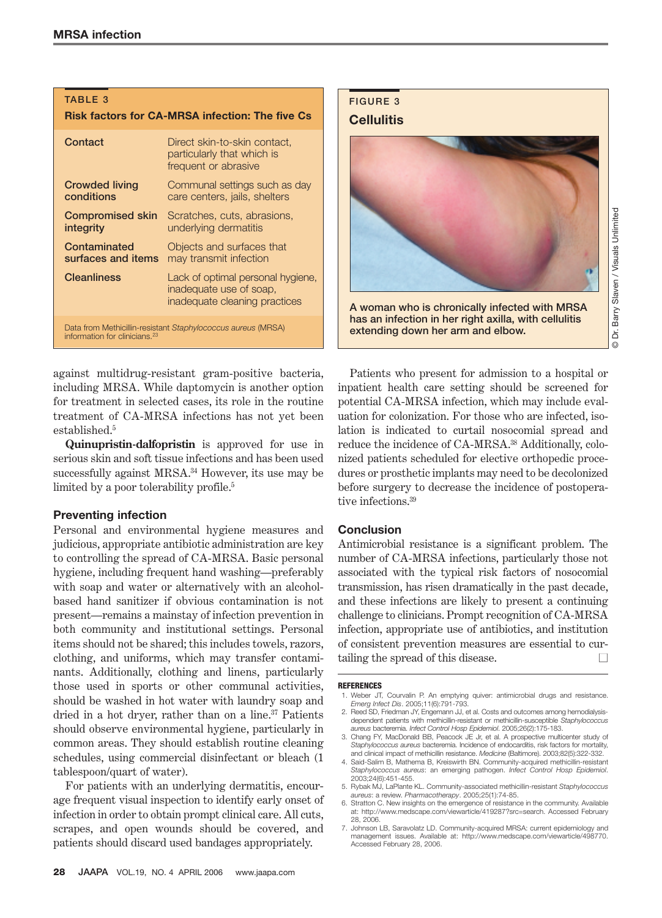**TABLE 3**

**Risk factors for CA-MRSA infection: The five Cs**

| Risk factor | Description |
| --- | --- |
| **Contact** | Direct skin-to-skin contact, particularly that which is frequent or abrasive |
| **Crowded living conditions** | Communal settings such as day care centers, jails, shelters |
| **Compromised skin integrity** | Scratches, cuts, abrasions, underlying dermatitis |
| **Contaminated surfaces and items** | Objects and surfaces that may transmit infection |
| **Cleanliness** | Lack of optimal personal hygiene, inadequate use of soap, inadequate cleaning practices |

Data from Methicillin-resistant *Staphylococcus aureus* (MRSA) information for clinicians.[23]

**FIGURE 3**

**Cellulitis**

A woman who is chronically infected with MRSA has an infection in her right axilla, with cellulitis extending down her arm and elbow.

© Dr. Barry Slaven / Visuals Unlimited

against multidrug-resistant gram-positive bacteria, including MRSA. While daptomycin is another option for treatment in selected cases, its role in the routine treatment of CA-MRSA infections has not yet been established.[5]

**Quinupristin-dalfopristin** is approved for use in serious skin and soft tissue infections and has been used successfully against MRSA.[34] However, its use may be limited by a poor tolerability profile.[5]

## Preventing infection

Personal and environmental hygiene measures and judicious, appropriate antibiotic administration are key to controlling the spread of CA-MRSA. Basic personal hygiene, including frequent hand washing—preferably with soap and water or alternatively with an alcohol-based hand sanitizer if obvious contamination is not present—remains a mainstay of infection prevention in both community and institutional settings. Personal items should not be shared; this includes towels, razors, clothing, and uniforms, which may transfer contaminants. Additionally, clothing and linens, particularly those used in sports or other communal activities, should be washed in hot water with laundry soap and dried in a hot dryer, rather than on a line.[37] Patients should observe environmental hygiene, particularly in common areas. They should establish routine cleaning schedules, using commercial disinfectant or bleach (1 tablespoon/quart of water).

For patients with an underlying dermatitis, encourage frequent visual inspection to identify early onset of infection in order to obtain prompt clinical care. All cuts, scrapes, and open wounds should be covered, and patients should discard used bandages appropriately.

Patients who present for admission to a hospital or inpatient health care setting should be screened for potential CA-MRSA infection, which may include evaluation for colonization. For those who are infected, isolation is indicated to curtail nosocomial spread and reduce the incidence of CA-MRSA.[38] Additionally, colonized patients scheduled for elective orthopedic procedures or prosthetic implants may need to be decolonized before surgery to decrease the incidence of postoperative infections.[39]

## Conclusion

Antimicrobial resistance is a significant problem. The number of CA-MRSA infections, particularly those not associated with the typical risk factors of nosocomial transmission, has risen dramatically in the past decade, and these infections are likely to present a continuing challenge to clinicians. Prompt recognition of CA-MRSA infection, appropriate use of antibiotics, and institution of consistent prevention measures are essential to curtailing the spread of this disease.

## REFERENCES

1. Weber JT, Courvalin P. An emptying quiver: antimicrobial drugs and resistance. *Emerg Infect Dis*. 2005;11(6):791-793.
2. Reed SD, Friedman JY, Engemann JJ, et al. Costs and outcomes among hemodialysis-dependent patients with methicillin-resistant or methicillin-susceptible *Staphylococcus aureus* bacteremia. *Infect Control Hosp Epidemiol*. 2005;26(2):175-183.
3. Chang FY, MacDonald BB, Peacock JE Jr, et al. A prospective multicenter study of *Staphylococcus aureus* bacteremia. Incidence of endocarditis, risk factors for mortality, and clinical impact of methicillin resistance. *Medicine* (Baltimore). 2003;82(5):322-332.
4. Said-Salim B, Mathema B, Kreiswirth BN. Community-acquired methicillin-resistant *Staphylococcus aureus*: an emerging pathogen. *Infect Control Hosp Epidemiol*. 2003;24(6):451-455.
5. Rybak MJ, LaPlante KL. Community-associated methicillin-resistant *Staphylococcus aureus*: a review. *Pharmacotherapy*. 2005;25(1):74-85.
6. Stratton C. New insights on the emergence of resistance in the community. Available at: http://www.medscape.com/viewarticle/419287?src=search. Accessed February 28, 2006.
7. Johnson LB, Saravolatz LD. Community-acquired MRSA: current epidemiology and management issues. Available at: http://www.medscape.com/viewarticle/498770. Accessed February 28, 2006.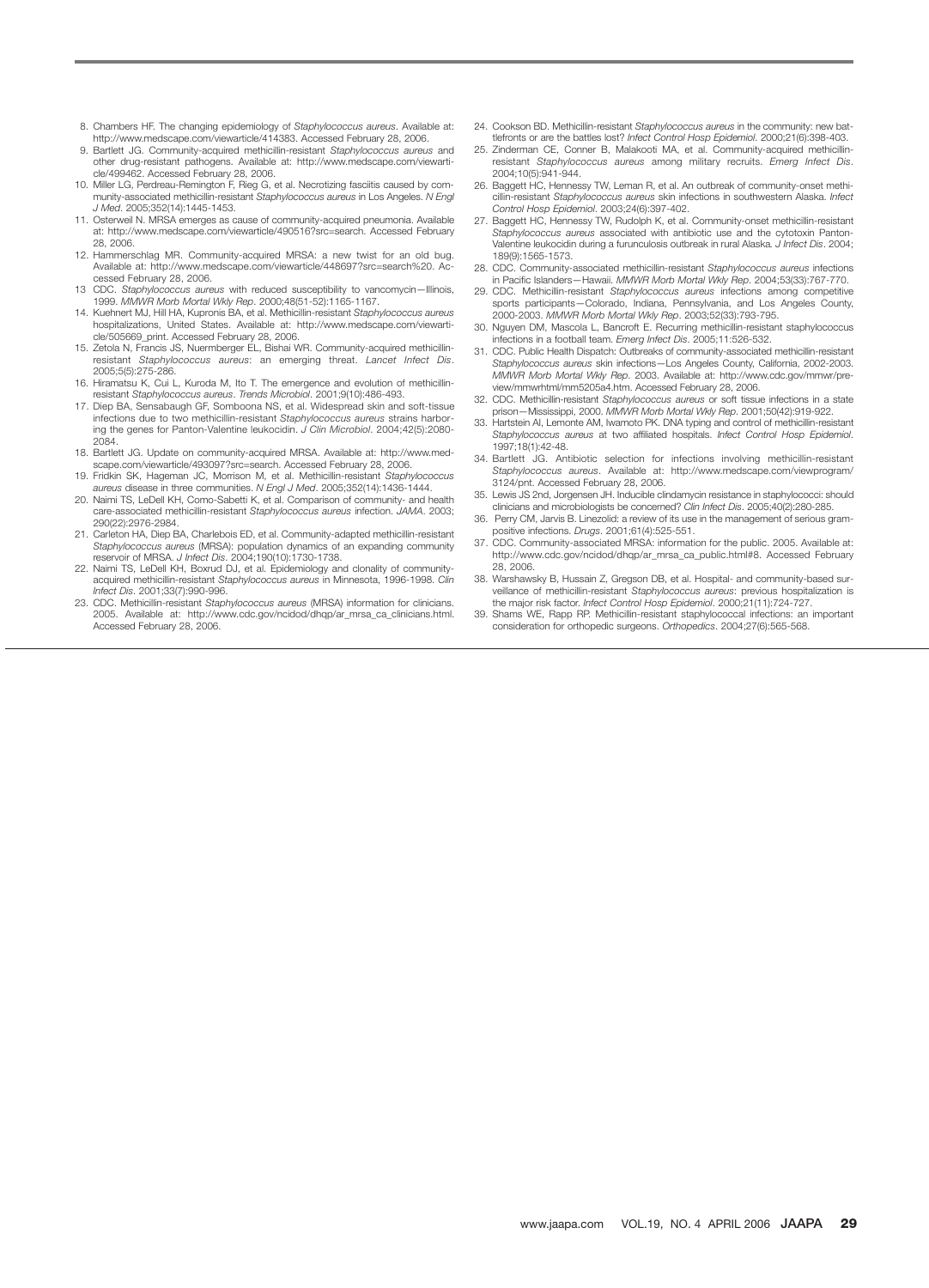8. Chambers HF. The changing epidemiology of *Staphylococcus aureus*. Available at: http://www.medscape.com/viewarticle/414383. Accessed February 28, 2006.
9. Bartlett JG. Community-acquired methicillin-resistant *Staphylococcus aureus* and other drug-resistant pathogens. Available at: http://www.medscape.com/viewarticle/499462. Accessed February 28, 2006.
10. Miller LG, Perdreau-Remington F, Rieg G, et al. Necrotizing fasciitis caused by community-associated methicillin-resistant *Staphylococcus aureus* in Los Angeles. *N Engl J Med*. 2005;352(14):1445-1453.
11. Osterweil N. MRSA emerges as cause of community-acquired pneumonia. Available at: http://www.medscape.com/viewarticle/490516?src=search. Accessed February 28, 2006.
12. Hammerschlag MR. Community-acquired MRSA: a new twist for an old bug. Available at: http://www.medscape.com/viewarticle/448697?src=search%20. Accessed February 28, 2006.
13. CDC. *Staphylococcus aureus* with reduced susceptibility to vancomycin—Illinois, 1999. *MMWR Morb Mortal Wkly Rep*. 2000;48(51-52):1165-1167.
14. Kuehnert MJ, Hill HA, Kupronis BA, et al. Methicillin-resistant *Staphylococcus aureus* hospitalizations, United States. Available at: http://www.medscape.com/viewarticle/505669_print. Accessed February 28, 2006.
15. Zetola N, Francis JS, Nuermberger EL, Bishai WR. Community-acquired methicillin-resistant *Staphylococcus aureus*: an emerging threat. *Lancet Infect Dis*. 2005;5(5):275-286.
16. Hiramatsu K, Cui L, Kuroda M, Ito T. The emergence and evolution of methicillin-resistant *Staphylococcus aureus*. *Trends Microbiol*. 2001;9(10):486-493.
17. Diep BA, Sensabaugh GF, Somboona NS, et al. Widespread skin and soft-tissue infections due to two methicillin-resistant *Staphylococcus aureus* strains harboring the genes for Panton-Valentine leukocidin. *J Clin Microbiol*. 2004;42(5):2080-2084.
18. Bartlett JG. Update on community-acquired MRSA. Available at: http://www.medscape.com/viewarticle/493097?src=search. Accessed February 28, 2006.
19. Fridkin SK, Hageman JC, Morrison M, et al. Methicillin-resistant *Staphylococcus aureus* disease in three communities. *N Engl J Med*. 2005;352(14):1436-1444.
20. Naimi TS, LeDell KH, Como-Sabetti K, et al. Comparison of community- and health care-associated methicillin-resistant *Staphylococcus aureus* infection. *JAMA*. 2003; 290(22):2976-2984.
21. Carleton HA, Diep BA, Charlebois ED, et al. Community-adapted methicillin-resistant *Staphylococcus aureus* (MRSA): population dynamics of an expanding community reservoir of MRSA. *J Infect Dis*. 2004;190(10):1730-1738.
22. Naimi TS, LeDell KH, Boxrud DJ, et al. Epidemiology and clonality of community-acquired methicillin-resistant *Staphylococcus aureus* in Minnesota, 1996-1998. *Clin Infect Dis*. 2001;33(7):990-996.
23. CDC. Methicillin-resistant *Staphylococcus aureus* (MRSA) information for clinicians. 2005. Available at: http://www.cdc.gov/ncidod/dhqp/ar_mrsa_ca_clinicians.html. Accessed February 28, 2006.
24. Cookson BD. Methicillin-resistant *Staphylococcus aureus* in the community: new battlefronts or are the battles lost? *Infect Control Hosp Epidemiol*. 2000;21(6):398-403.
25. Zinderman CE, Conner B, Malakooti MA, et al. Community-acquired methicillin-resistant *Staphylococcus aureus* among military recruits. *Emerg Infect Dis*. 2004;10(5):941-944.
26. Baggett HC, Hennessy TW, Leman R, et al. An outbreak of community-onset methicillin-resistant *Staphylococcus aureus* skin infections in southwestern Alaska. *Infect Control Hosp Epidemiol*. 2003;24(6):397-402.
27. Baggett HC, Hennessy TW, Rudolph K, et al. Community-onset methicillin-resistant *Staphylococcus aureus* associated with antibiotic use and the cytotoxin Panton-Valentine leukocidin during a furunculosis outbreak in rural Alaska. *J Infect Dis*. 2004; 189(9):1565-1573.
28. CDC. Community-associated methicillin-resistant *Staphylococcus aureus* infections in Pacific Islanders—Hawaii. *MMWR Morb Mortal Wkly Rep*. 2004;53(33):767-770.
29. CDC. Methicillin-resistant *Staphylococcus aureus* infections among competitive sports participants—Colorado, Indiana, Pennsylvania, and Los Angeles County, 2000-2003. *MMWR Morb Mortal Wkly Rep*. 2003;52(33):793-795.
30. Nguyen DM, Mascola L, Bancroft E. Recurring methicillin-resistant staphylococcus infections in a football team. *Emerg Infect Dis*. 2005;11:526-532.
31. CDC. Public Health Dispatch: Outbreaks of community-associated methicillin-resistant *Staphylococcus aureus* skin infections—Los Angeles County, California, 2002-2003. *MMWR Morb Mortal Wkly Rep*. 2003. Available at: http://www.cdc.gov/mmwr/preview/mmwrhtml/mm5205a4.htm. Accessed February 28, 2006.
32. CDC. Methicillin-resistant *Staphylococcus aureus* or soft tissue infections in a state prison—Mississippi, 2000. *MMWR Morb Mortal Wkly Rep*. 2001;50(42):919-922.
33. Hartstein AI, Lemonte AM, Iwamoto PK. DNA typing and control of methicillin-resistant *Staphylococcus aureus* at two affiliated hospitals. *Infect Control Hosp Epidemiol*. 1997;18(1):42-48.
34. Bartlett JG. Antibiotic selection for infections involving methicillin-resistant *Staphylococcus aureus*. Available at: http://www.medscape.com/viewprogram/3124/pnt. Accessed February 28, 2006.
35. Lewis JS 2nd, Jorgensen JH. Inducible clindamycin resistance in staphylococci: should clinicians and microbiologists be concerned? *Clin Infect Dis*. 2005;40(2):280-285.
36. Perry CM, Jarvis B. Linezolid: a review of its use in the management of serious gram-positive infections. *Drugs*. 2001;61(4):525-551.
37. CDC. Community-associated MRSA: information for the public. 2005. Available at: http://www.cdc.gov/ncidod/dhqp/ar_mrsa_ca_public.html#8. Accessed February 28, 2006.
38. Warshawsky B, Hussain Z, Gregson DB, et al. Hospital- and community-based surveillance of methicillin-resistant *Staphylococcus aureus*: previous hospitalization is the major risk factor. *Infect Control Hosp Epidemiol*. 2000;21(11):724-727.
39. Shams WE, Rapp RP. Methicillin-resistant staphylococcal infections: an important consideration for orthopedic surgeons. *Orthopedics*. 2004;27(6):565-568.